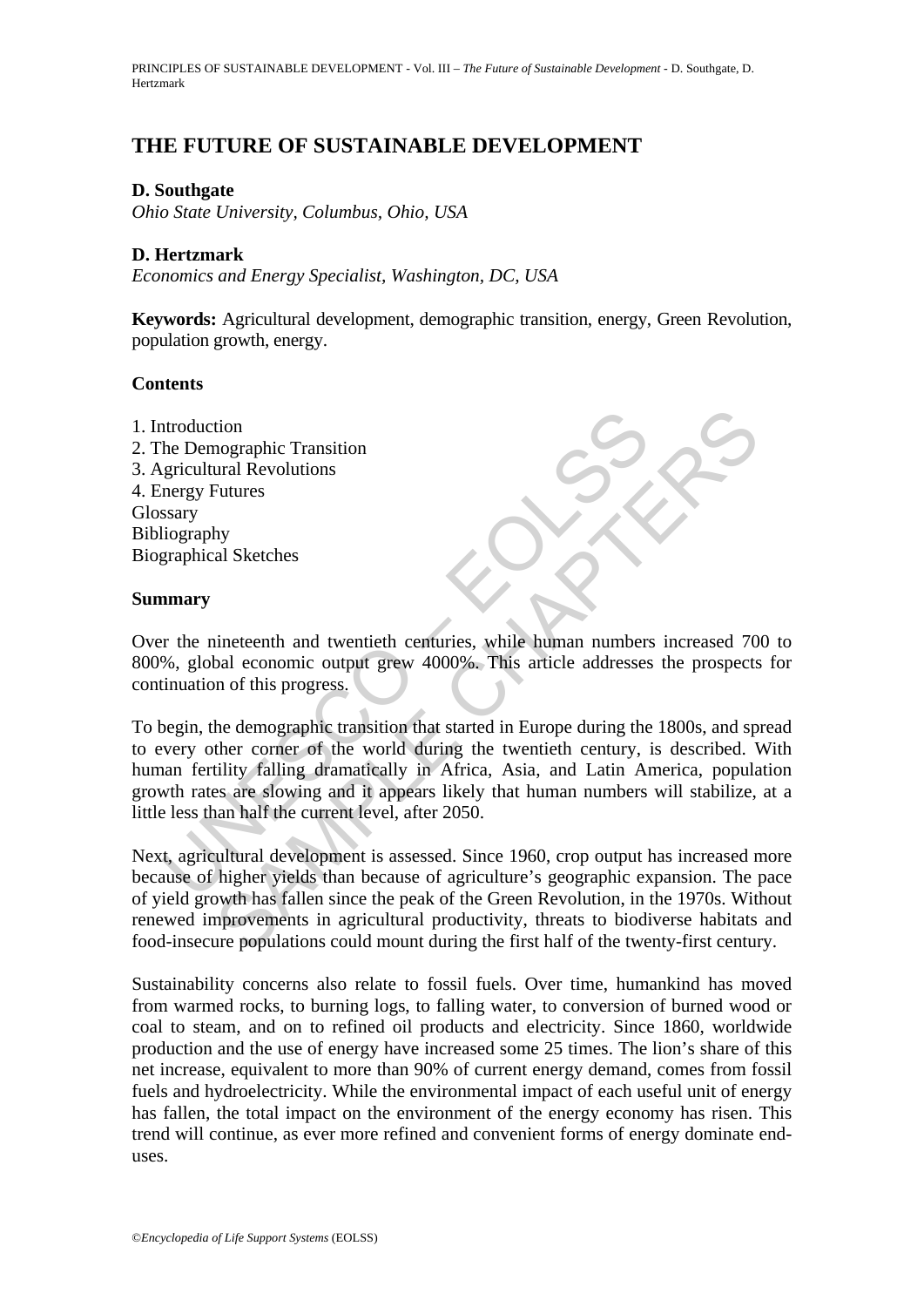# THE FUTURE OF SUSTAINABLE DEVELOPMENT

**D. Southgate**

*Ohio State University, Columbus, Ohio, USA*

**D. Hertzmark**

*Economics and Energy Specialist, Washington, DC, USA*

**Keywords:** Agricultural development, demographic transition, energy, Green Revolution, population growth, energy.

## Contents

1. Introduction
2. The Demographic Transition
3. Agricultural Revolutions
4. Energy Futures

Glossary

Bibliography

Biographical Sketches

## Summary

Over the nineteenth and twentieth centuries, while human numbers increased 700 to 800%, global economic output grew 4000%. This article addresses the prospects for continuation of this progress.

To begin, the demographic transition that started in Europe during the 1800s, and spread to every other corner of the world during the twentieth century, is described. With human fertility falling dramatically in Africa, Asia, and Latin America, population growth rates are slowing and it appears likely that human numbers will stabilize, at a little less than half the current level, after 2050.

Next, agricultural development is assessed. Since 1960, crop output has increased more because of higher yields than because of agriculture's geographic expansion. The pace of yield growth has fallen since the peak of the Green Revolution, in the 1970s. Without renewed improvements in agricultural productivity, threats to biodiverse habitats and food-insecure populations could mount during the first half of the twenty-first century.

Sustainability concerns also relate to fossil fuels. Over time, humankind has moved from warmed rocks, to burning logs, to falling water, to conversion of burned wood or coal to steam, and on to refined oil products and electricity. Since 1860, worldwide production and the use of energy have increased some 25 times. The lion's share of this net increase, equivalent to more than 90% of current energy demand, comes from fossil fuels and hydroelectricity. While the environmental impact of each useful unit of energy has fallen, the total impact on the environment of the energy economy has risen. This trend will continue, as ever more refined and convenient forms of energy dominate end-uses.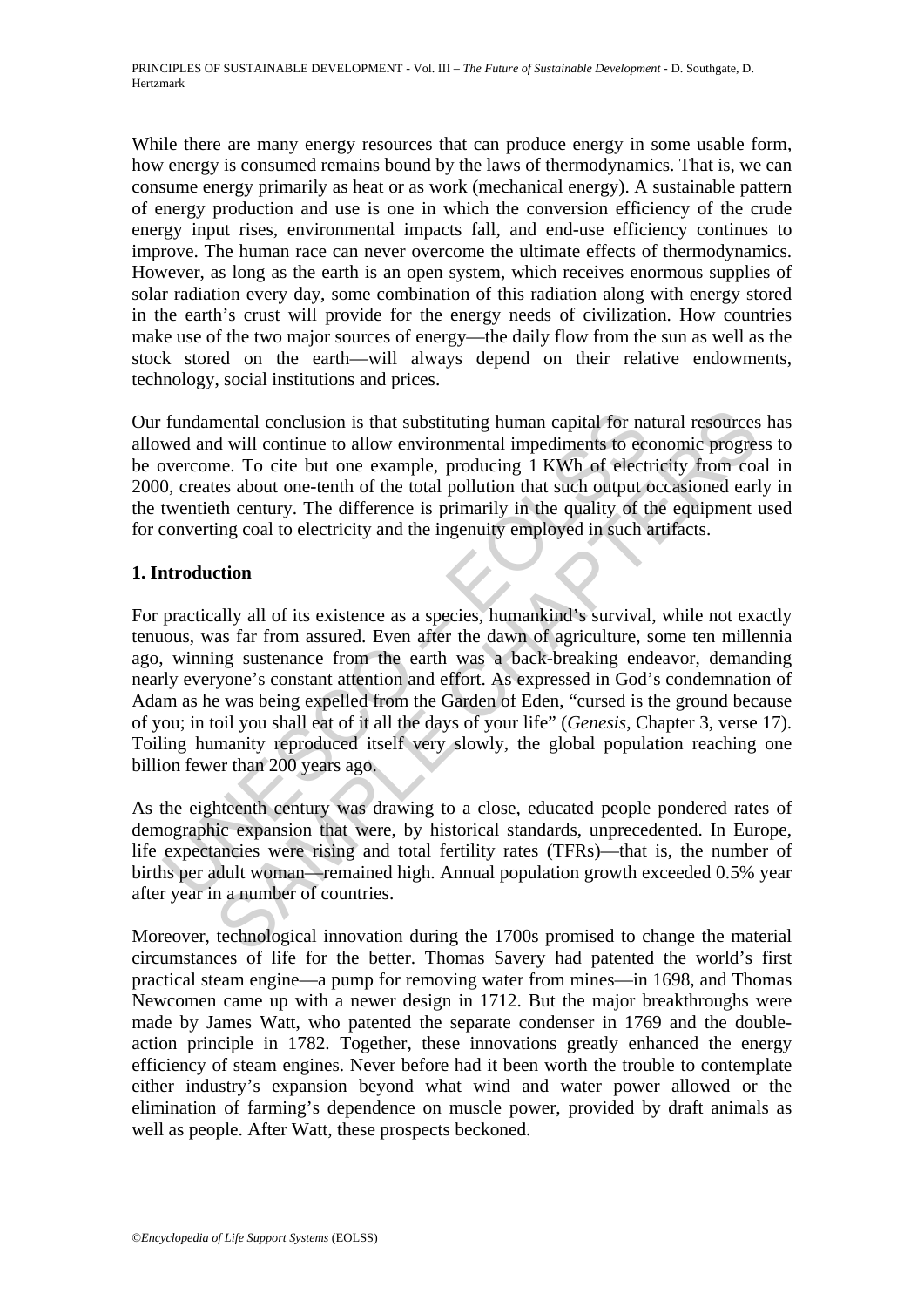While there are many energy resources that can produce energy in some usable form, how energy is consumed remains bound by the laws of thermodynamics. That is, we can consume energy primarily as heat or as work (mechanical energy). A sustainable pattern of energy production and use is one in which the conversion efficiency of the crude energy input rises, environmental impacts fall, and end-use efficiency continues to improve. The human race can never overcome the ultimate effects of thermodynamics. However, as long as the earth is an open system, which receives enormous supplies of solar radiation every day, some combination of this radiation along with energy stored in the earth's crust will provide for the energy needs of civilization. How countries make use of the two major sources of energy—the daily flow from the sun as well as the stock stored on the earth—will always depend on their relative endowments, technology, social institutions and prices.

Our fundamental conclusion is that substituting human capital for natural resources has allowed and will continue to allow environmental impediments to economic progress to be overcome. To cite but one example, producing 1 KWh of electricity from coal in 2000, creates about one-tenth of the total pollution that such output occasioned early in the twentieth century. The difference is primarily in the quality of the equipment used for converting coal to electricity and the ingenuity employed in such artifacts.

## 1. Introduction

For practically all of its existence as a species, humankind's survival, while not exactly tenuous, was far from assured. Even after the dawn of agriculture, some ten millennia ago, winning sustenance from the earth was a back-breaking endeavor, demanding nearly everyone's constant attention and effort. As expressed in God's condemnation of Adam as he was being expelled from the Garden of Eden, "cursed is the ground because of you; in toil you shall eat of it all the days of your life" (*Genesis*, Chapter 3, verse 17). Toiling humanity reproduced itself very slowly, the global population reaching one billion fewer than 200 years ago.

As the eighteenth century was drawing to a close, educated people pondered rates of demographic expansion that were, by historical standards, unprecedented. In Europe, life expectancies were rising and total fertility rates (TFRs)—that is, the number of births per adult woman—remained high. Annual population growth exceeded 0.5% year after year in a number of countries.

Moreover, technological innovation during the 1700s promised to change the material circumstances of life for the better. Thomas Savery had patented the world's first practical steam engine—a pump for removing water from mines—in 1698, and Thomas Newcomen came up with a newer design in 1712. But the major breakthroughs were made by James Watt, who patented the separate condenser in 1769 and the double-action principle in 1782. Together, these innovations greatly enhanced the energy efficiency of steam engines. Never before had it been worth the trouble to contemplate either industry's expansion beyond what wind and water power allowed or the elimination of farming's dependence on muscle power, provided by draft animals as well as people. After Watt, these prospects beckoned.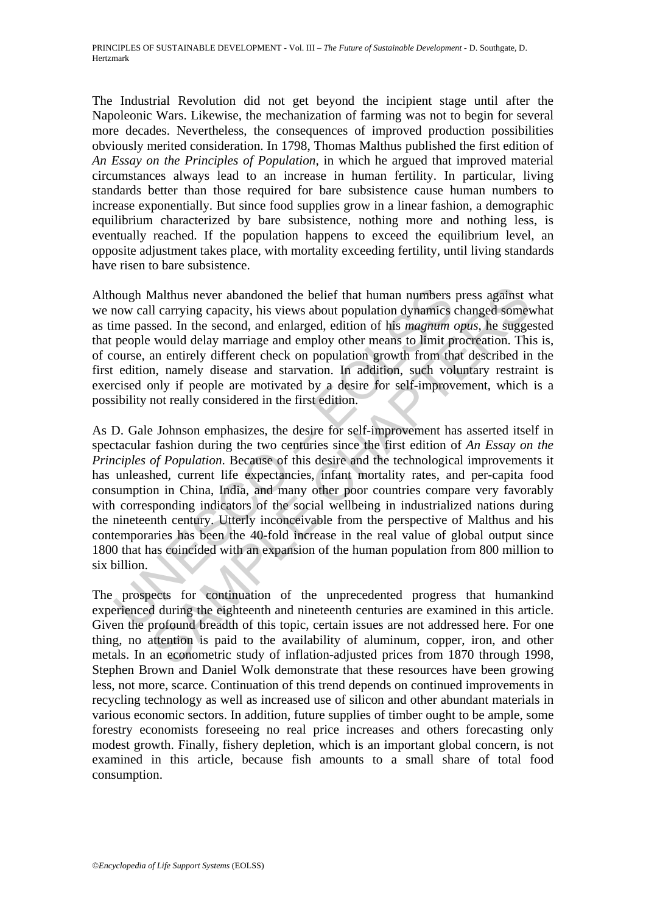The Industrial Revolution did not get beyond the incipient stage until after the Napoleonic Wars. Likewise, the mechanization of farming was not to begin for several more decades. Nevertheless, the consequences of improved production possibilities obviously merited consideration. In 1798, Thomas Malthus published the first edition of *An Essay on the Principles of Population*, in which he argued that improved material circumstances always lead to an increase in human fertility. In particular, living standards better than those required for bare subsistence cause human numbers to increase exponentially. But since food supplies grow in a linear fashion, a demographic equilibrium characterized by bare subsistence, nothing more and nothing less, is eventually reached. If the population happens to exceed the equilibrium level, an opposite adjustment takes place, with mortality exceeding fertility, until living standards have risen to bare subsistence.

Although Malthus never abandoned the belief that human numbers press against what we now call carrying capacity, his views about population dynamics changed somewhat as time passed. In the second, and enlarged, edition of his *magnum opus*, he suggested that people would delay marriage and employ other means to limit procreation. This is, of course, an entirely different check on population growth from that described in the first edition, namely disease and starvation. In addition, such voluntary restraint is exercised only if people are motivated by a desire for self-improvement, which is a possibility not really considered in the first edition.

As D. Gale Johnson emphasizes, the desire for self-improvement has asserted itself in spectacular fashion during the two centuries since the first edition of *An Essay on the Principles of Population*. Because of this desire and the technological improvements it has unleashed, current life expectancies, infant mortality rates, and per-capita food consumption in China, India, and many other poor countries compare very favorably with corresponding indicators of the social wellbeing in industrialized nations during the nineteenth century. Utterly inconceivable from the perspective of Malthus and his contemporaries has been the 40-fold increase in the real value of global output since 1800 that has coincided with an expansion of the human population from 800 million to six billion.

The prospects for continuation of the unprecedented progress that humankind experienced during the eighteenth and nineteenth centuries are examined in this article. Given the profound breadth of this topic, certain issues are not addressed here. For one thing, no attention is paid to the availability of aluminum, copper, iron, and other metals. In an econometric study of inflation-adjusted prices from 1870 through 1998, Stephen Brown and Daniel Wolk demonstrate that these resources have been growing less, not more, scarce. Continuation of this trend depends on continued improvements in recycling technology as well as increased use of silicon and other abundant materials in various economic sectors. In addition, future supplies of timber ought to be ample, some forestry economists foreseeing no real price increases and others forecasting only modest growth. Finally, fishery depletion, which is an important global concern, is not examined in this article, because fish amounts to a small share of total food consumption.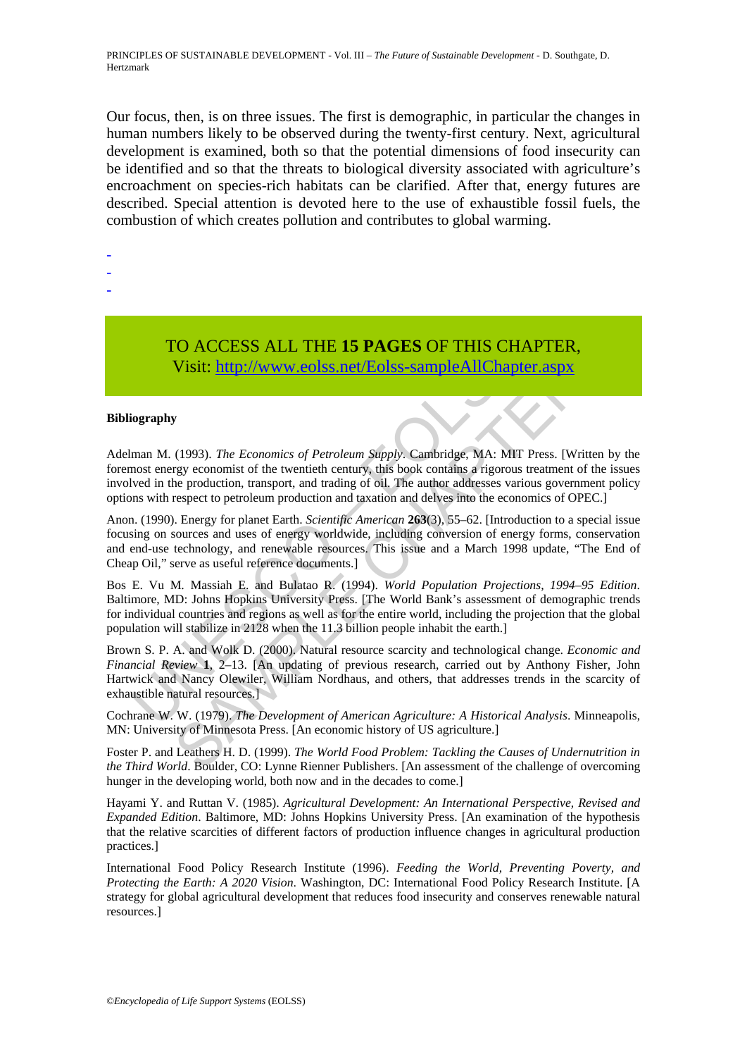Our focus, then, is on three issues. The first is demographic, in particular the changes in human numbers likely to be observed during the twenty-first century. Next, agricultural development is examined, both so that the potential dimensions of food insecurity can be identified and so that the threats to biological diversity associated with agriculture's encroachment on species-rich habitats can be clarified. After that, energy futures are described. Special attention is devoted here to the use of exhaustible fossil fuels, the combustion of which creates pollution and contributes to global warming.

-
-
-

TO ACCESS ALL THE **15 PAGES** OF THIS CHAPTER,
Visit: http://www.eolss.net/Eolss-sampleAllChapter.aspx

**Bibliography**

Adelman M. (1993). *The Economics of Petroleum Supply*. Cambridge, MA: MIT Press. [Written by the foremost energy economist of the twentieth century, this book contains a rigorous treatment of the issues involved in the production, transport, and trading of oil. The author addresses various government policy options with respect to petroleum production and taxation and delves into the economics of OPEC.]

Anon. (1990). Energy for planet Earth. *Scientific American* **263**(3), 55–62. [Introduction to a special issue focusing on sources and uses of energy worldwide, including conversion of energy forms, conservation and end-use technology, and renewable resources. This issue and a March 1998 update, "The End of Cheap Oil," serve as useful reference documents.]

Bos E. Vu M. Massiah E. and Bulatao R. (1994). *World Population Projections, 1994–95 Edition*. Baltimore, MD: Johns Hopkins University Press. [The World Bank's assessment of demographic trends for individual countries and regions as well as for the entire world, including the projection that the global population will stabilize in 2128 when the 11.3 billion people inhabit the earth.]

Brown S. P. A. and Wolk D. (2000). Natural resource scarcity and technological change. *Economic and Financial Review* **1**, 2–13. [An updating of previous research, carried out by Anthony Fisher, John Hartwick and Nancy Olewiler, William Nordhaus, and others, that addresses trends in the scarcity of exhaustible natural resources.]

Cochrane W. W. (1979). *The Development of American Agriculture: A Historical Analysis*. Minneapolis, MN: University of Minnesota Press. [An economic history of US agriculture.]

Foster P. and Leathers H. D. (1999). *The World Food Problem: Tackling the Causes of Undernutrition in the Third World*. Boulder, CO: Lynne Rienner Publishers. [An assessment of the challenge of overcoming hunger in the developing world, both now and in the decades to come.]

Hayami Y. and Ruttan V. (1985). *Agricultural Development: An International Perspective, Revised and Expanded Edition*. Baltimore, MD: Johns Hopkins University Press. [An examination of the hypothesis that the relative scarcities of different factors of production influence changes in agricultural production practices.]

International Food Policy Research Institute (1996). *Feeding the World, Preventing Poverty, and Protecting the Earth: A 2020 Vision*. Washington, DC: International Food Policy Research Institute. [A strategy for global agricultural development that reduces food insecurity and conserves renewable natural resources.]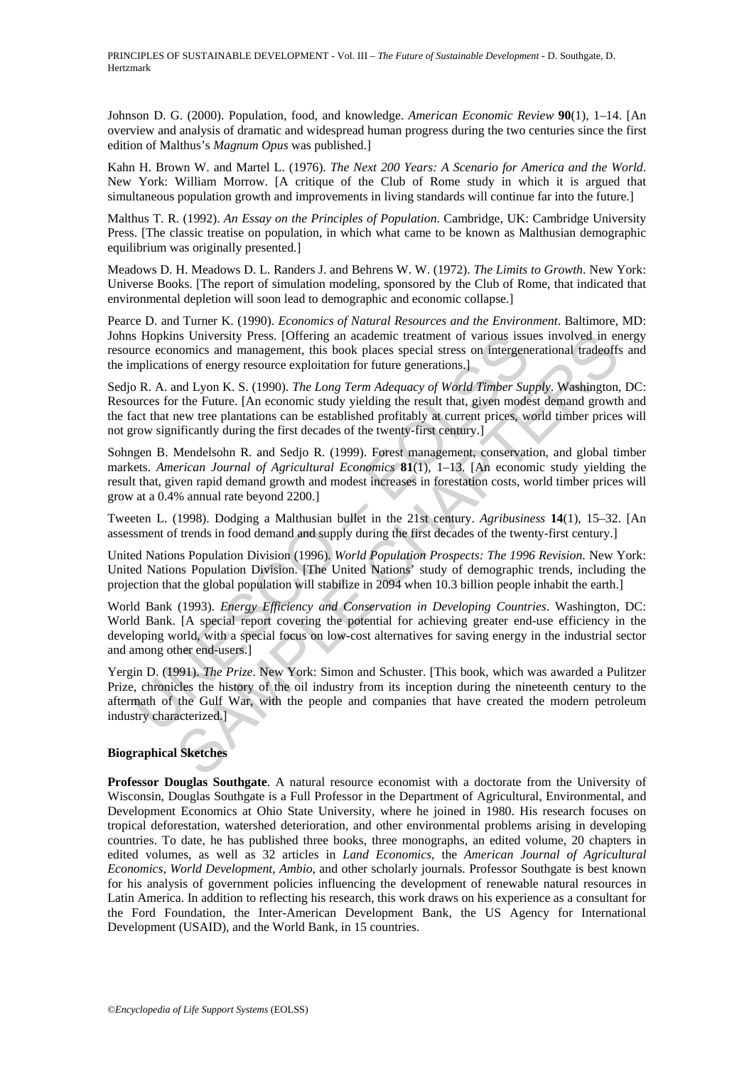Johnson D. G. (2000). Population, food, and knowledge. *American Economic Review* **90**(1), 1–14. [An overview and analysis of dramatic and widespread human progress during the two centuries since the first edition of Malthus's *Magnum Opus* was published.]

Kahn H. Brown W. and Martel L. (1976). *The Next 200 Years: A Scenario for America and the World*. New York: William Morrow. [A critique of the Club of Rome study in which it is argued that simultaneous population growth and improvements in living standards will continue far into the future.]

Malthus T. R. (1992). *An Essay on the Principles of Population*. Cambridge, UK: Cambridge University Press. [The classic treatise on population, in which what came to be known as Malthusian demographic equilibrium was originally presented.]

Meadows D. H. Meadows D. L. Randers J. and Behrens W. W. (1972). *The Limits to Growth*. New York: Universe Books. [The report of simulation modeling, sponsored by the Club of Rome, that indicated that environmental depletion will soon lead to demographic and economic collapse.]

Pearce D. and Turner K. (1990). *Economics of Natural Resources and the Environment*. Baltimore, MD: Johns Hopkins University Press. [Offering an academic treatment of various issues involved in energy resource economics and management, this book places special stress on intergenerational tradeoffs and the implications of energy resource exploitation for future generations.]

Sedjo R. A. and Lyon K. S. (1990). *The Long Term Adequacy of World Timber Supply*. Washington, DC: Resources for the Future. [An economic study yielding the result that, given modest demand growth and the fact that new tree plantations can be established profitably at current prices, world timber prices will not grow significantly during the first decades of the twenty-first century.]

Sohngen B. Mendelsohn R. and Sedjo R. (1999). Forest management, conservation, and global timber markets. *American Journal of Agricultural Economics* **81**(1), 1–13. [An economic study yielding the result that, given rapid demand growth and modest increases in forestation costs, world timber prices will grow at a 0.4% annual rate beyond 2200.]

Tweeten L. (1998). Dodging a Malthusian bullet in the 21st century. *Agribusiness* **14**(1), 15–32. [An assessment of trends in food demand and supply during the first decades of the twenty-first century.]

United Nations Population Division (1996). *World Population Prospects: The 1996 Revision*. New York: United Nations Population Division. [The United Nations' study of demographic trends, including the projection that the global population will stabilize in 2094 when 10.3 billion people inhabit the earth.]

World Bank (1993). *Energy Efficiency and Conservation in Developing Countries*. Washington, DC: World Bank. [A special report covering the potential for achieving greater end-use efficiency in the developing world, with a special focus on low-cost alternatives for saving energy in the industrial sector and among other end-users.]

Yergin D. (1991). *The Prize*. New York: Simon and Schuster. [This book, which was awarded a Pulitzer Prize, chronicles the history of the oil industry from its inception during the nineteenth century to the aftermath of the Gulf War, with the people and companies that have created the modern petroleum industry characterized.]

**Biographical Sketches**

**Professor Douglas Southgate**. A natural resource economist with a doctorate from the University of Wisconsin, Douglas Southgate is a Full Professor in the Department of Agricultural, Environmental, and Development Economics at Ohio State University, where he joined in 1980. His research focuses on tropical deforestation, watershed deterioration, and other environmental problems arising in developing countries. To date, he has published three books, three monographs, an edited volume, 20 chapters in edited volumes, as well as 32 articles in *Land Economics*, the *American Journal of Agricultural Economics*, *World Development*, *Ambio*, and other scholarly journals. Professor Southgate is best known for his analysis of government policies influencing the development of renewable natural resources in Latin America. In addition to reflecting his research, this work draws on his experience as a consultant for the Ford Foundation, the Inter-American Development Bank, the US Agency for International Development (USAID), and the World Bank, in 15 countries.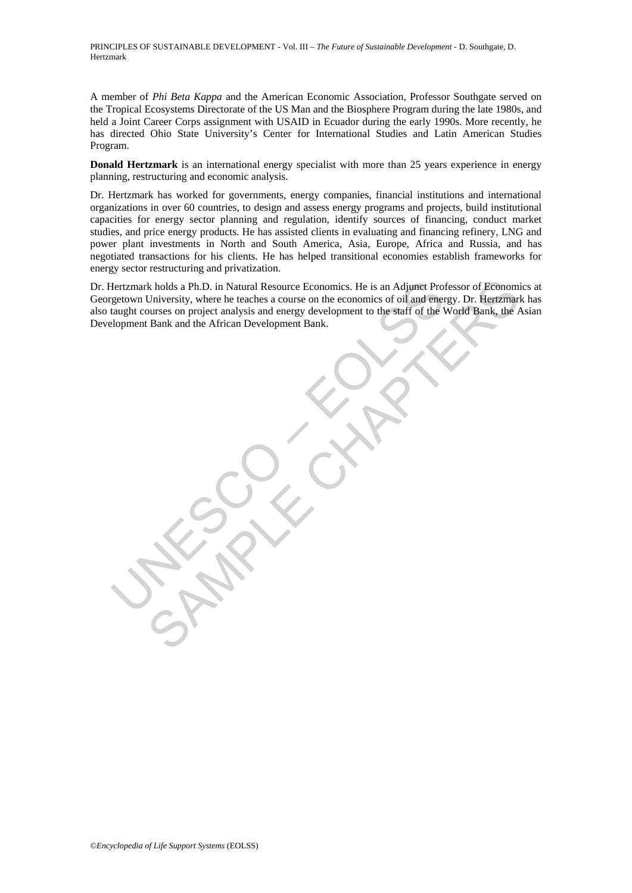A member of *Phi Beta Kappa* and the American Economic Association, Professor Southgate served on the Tropical Ecosystems Directorate of the US Man and the Biosphere Program during the late 1980s, and held a Joint Career Corps assignment with USAID in Ecuador during the early 1990s. More recently, he has directed Ohio State University's Center for International Studies and Latin American Studies Program.

**Donald Hertzmark** is an international energy specialist with more than 25 years experience in energy planning, restructuring and economic analysis.

Dr. Hertzmark has worked for governments, energy companies, financial institutions and international organizations in over 60 countries, to design and assess energy programs and projects, build institutional capacities for energy sector planning and regulation, identify sources of financing, conduct market studies, and price energy products. He has assisted clients in evaluating and financing refinery, LNG and power plant investments in North and South America, Asia, Europe, Africa and Russia, and has negotiated transactions for his clients. He has helped transitional economies establish frameworks for energy sector restructuring and privatization.

Dr. Hertzmark holds a Ph.D. in Natural Resource Economics. He is an Adjunct Professor of Economics at Georgetown University, where he teaches a course on the economics of oil and energy. Dr. Hertzmark has also taught courses on project analysis and energy development to the staff of the World Bank, the Asian Development Bank and the African Development Bank.